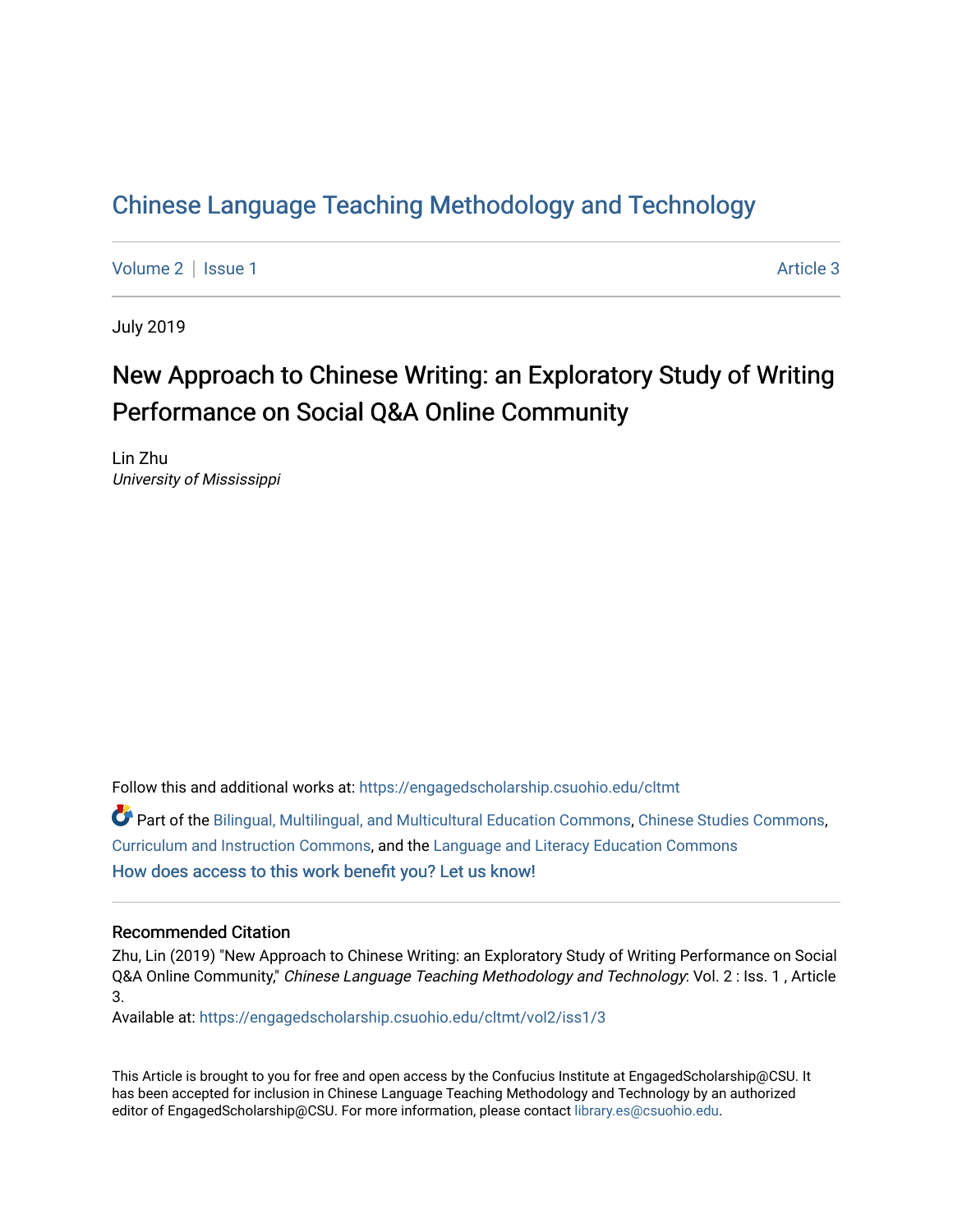# Chinese Language Teaching Methodology and Technology

Volume 2 | Issue 1 | Article 3

July 2019

## New Approach to Chinese Writing: an Exploratory Study of Writing Performance on Social Q&A Online Community

Lin Zhu
*University of Mississippi*

Follow this and additional works at: https://engagedscholarship.csuohio.edu/cltmt

Part of the Bilingual, Multilingual, and Multicultural Education Commons, Chinese Studies Commons, Curriculum and Instruction Commons, and the Language and Literacy Education Commons

How does access to this work benefit you? Let us know!

### Recommended Citation

Zhu, Lin (2019) "New Approach to Chinese Writing: an Exploratory Study of Writing Performance on Social Q&A Online Community," *Chinese Language Teaching Methodology and Technology*: Vol. 2 : Iss. 1 , Article 3.

Available at: https://engagedscholarship.csuohio.edu/cltmt/vol2/iss1/3

This Article is brought to you for free and open access by the Confucius Institute at EngagedScholarship@CSU. It has been accepted for inclusion in Chinese Language Teaching Methodology and Technology by an authorized editor of EngagedScholarship@CSU. For more information, please contact library.es@csuohio.edu.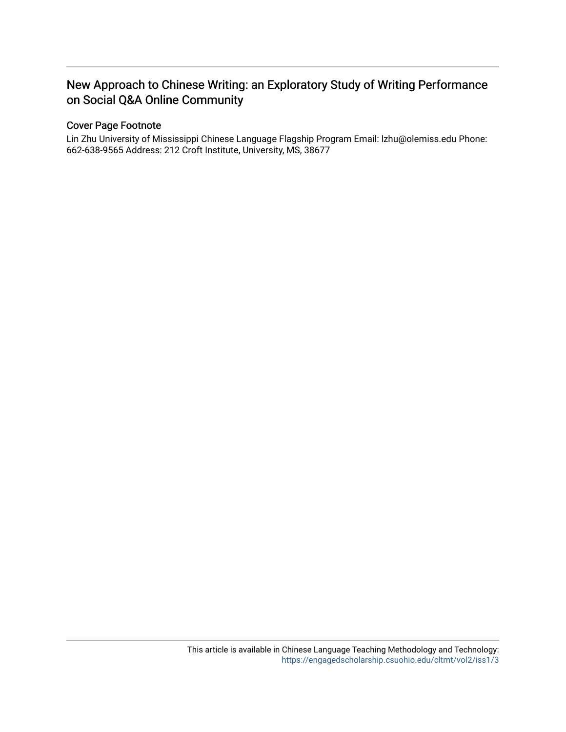# New Approach to Chinese Writing: an Exploratory Study of Writing Performance on Social Q&A Online Community

## Cover Page Footnote

Lin Zhu University of Mississippi Chinese Language Flagship Program Email: lzhu@olemiss.edu Phone: 662-638-9565 Address: 212 Croft Institute, University, MS, 38677

This article is available in Chinese Language Teaching Methodology and Technology: https://engagedscholarship.csuohio.edu/cltmt/vol2/iss1/3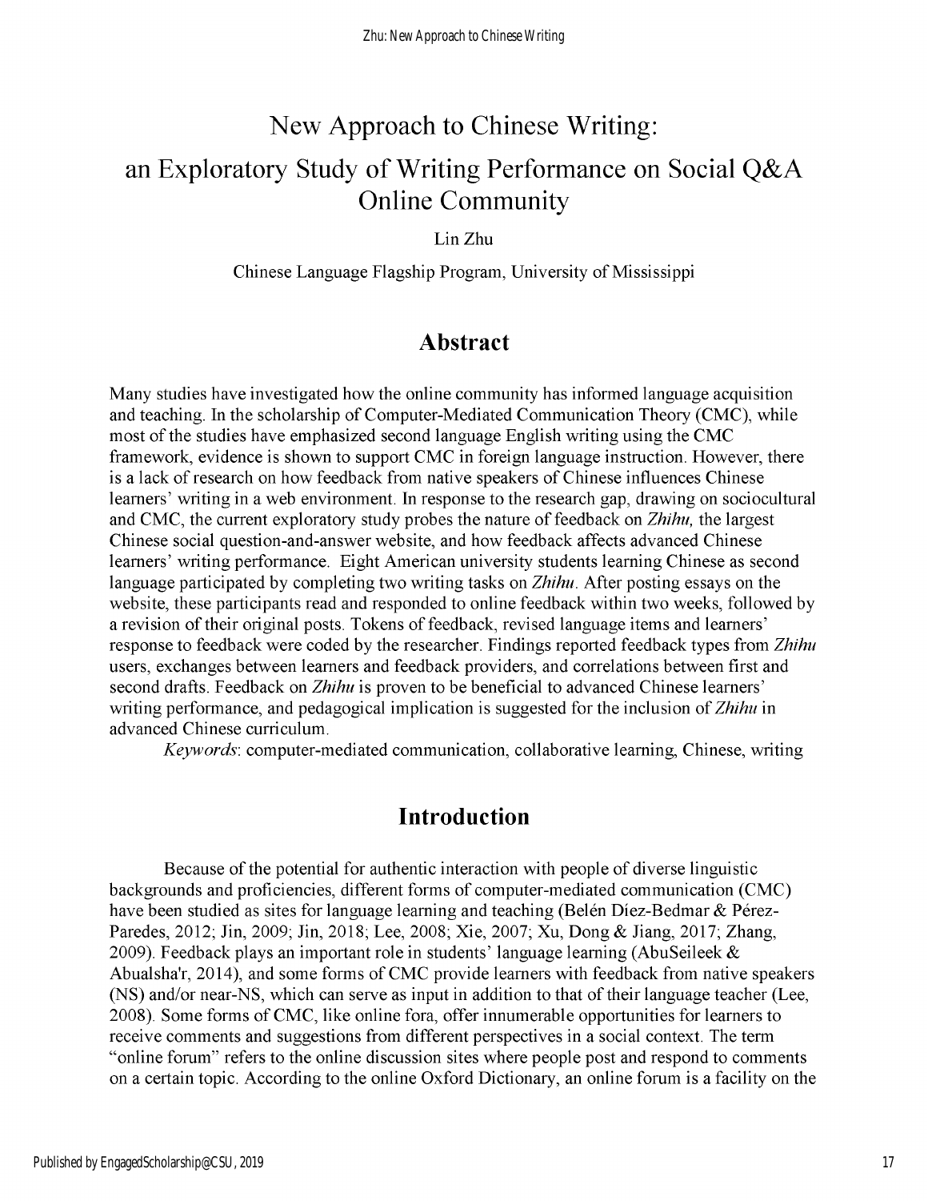# New Approach to Chinese Writing:

# an Exploratory Study of Writing Performance on Social Q&A Online Community

Lin Zhu

Chinese Language Flagship Program, University of Mississippi

## Abstract

Many studies have investigated how the online community has informed language acquisition and teaching. In the scholarship of Computer-Mediated Communication Theory (CMC), while most of the studies have emphasized second language English writing using the CMC framework, evidence is shown to support CMC in foreign language instruction. However, there is a lack of research on how feedback from native speakers of Chinese influences Chinese learners' writing in a web environment. In response to the research gap, drawing on sociocultural and CMC, the current exploratory study probes the nature of feedback on *Zhihu,* the largest Chinese social question-and-answer website, and how feedback affects advanced Chinese learners' writing performance. Eight American university students learning Chinese as second language participated by completing two writing tasks on *Zhihu*. After posting essays on the website, these participants read and responded to online feedback within two weeks, followed by a revision of their original posts. Tokens of feedback, revised language items and learners' response to feedback were coded by the researcher. Findings reported feedback types from *Zhihu* users, exchanges between learners and feedback providers, and correlations between first and second drafts. Feedback on *Zhihu* is proven to be beneficial to advanced Chinese learners' writing performance, and pedagogical implication is suggested for the inclusion of *Zhihu* in advanced Chinese curriculum.

*Keywords*: computer-mediated communication, collaborative learning, Chinese, writing

## Introduction

Because of the potential for authentic interaction with people of diverse linguistic backgrounds and proficiencies, different forms of computer-mediated communication (CMC) have been studied as sites for language learning and teaching (Belén Díez-Bedmar & Pérez-Paredes, 2012; Jin, 2009; Jin, 2018; Lee, 2008; Xie, 2007; Xu, Dong & Jiang, 2017; Zhang, 2009). Feedback plays an important role in students' language learning (AbuSeileek & Abualsha'r, 2014), and some forms of CMC provide learners with feedback from native speakers (NS) and/or near-NS, which can serve as input in addition to that of their language teacher (Lee, 2008). Some forms of CMC, like online fora, offer innumerable opportunities for learners to receive comments and suggestions from different perspectives in a social context. The term "online forum" refers to the online discussion sites where people post and respond to comments on a certain topic. According to the online Oxford Dictionary, an online forum is a facility on the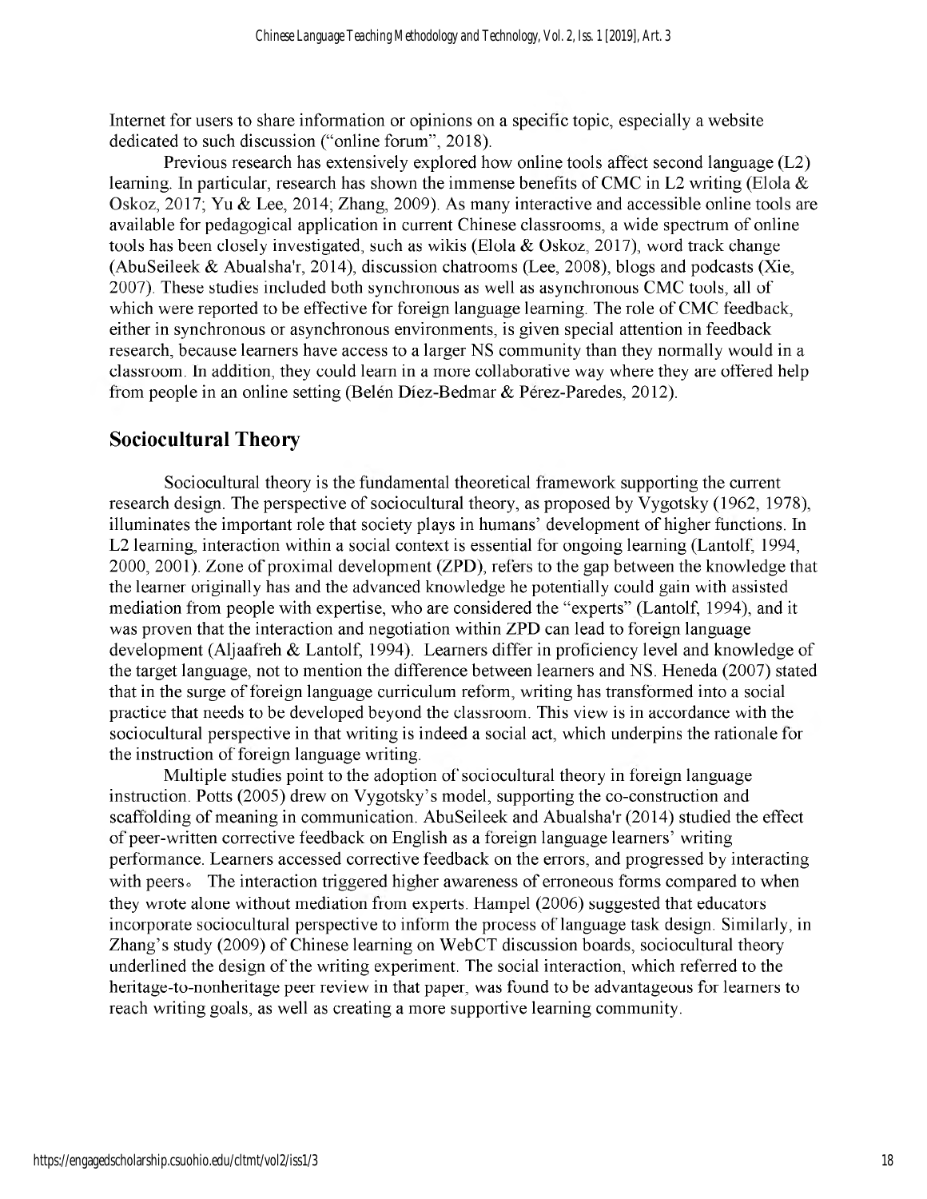Internet for users to share information or opinions on a specific topic, especially a website dedicated to such discussion ("online forum", 2018).

Previous research has extensively explored how online tools affect second language (L2) learning. In particular, research has shown the immense benefits of CMC in L2 writing (Elola & Oskoz, 2017; Yu & Lee, 2014; Zhang, 2009). As many interactive and accessible online tools are available for pedagogical application in current Chinese classrooms, a wide spectrum of online tools has been closely investigated, such as wikis (Elola & Oskoz, 2017), word track change (AbuSeileek & Abualsha'r, 2014), discussion chatrooms (Lee, 2008), blogs and podcasts (Xie, 2007). These studies included both synchronous as well as asynchronous CMC tools, all of which were reported to be effective for foreign language learning. The role of CMC feedback, either in synchronous or asynchronous environments, is given special attention in feedback research, because learners have access to a larger NS community than they normally would in a classroom. In addition, they could learn in a more collaborative way where they are offered help from people in an online setting (Belén Díez-Bedmar & Pérez-Paredes, 2012).

## Sociocultural Theory

Sociocultural theory is the fundamental theoretical framework supporting the current research design. The perspective of sociocultural theory, as proposed by Vygotsky (1962, 1978), illuminates the important role that society plays in humans' development of higher functions. In L2 learning, interaction within a social context is essential for ongoing learning (Lantolf, 1994, 2000, 2001). Zone of proximal development (ZPD), refers to the gap between the knowledge that the learner originally has and the advanced knowledge he potentially could gain with assisted mediation from people with expertise, who are considered the "experts" (Lantolf, 1994), and it was proven that the interaction and negotiation within ZPD can lead to foreign language development (Aljaafreh & Lantolf, 1994). Learners differ in proficiency level and knowledge of the target language, not to mention the difference between learners and NS. Heneda (2007) stated that in the surge of foreign language curriculum reform, writing has transformed into a social practice that needs to be developed beyond the classroom. This view is in accordance with the sociocultural perspective in that writing is indeed a social act, which underpins the rationale for the instruction of foreign language writing.

Multiple studies point to the adoption of sociocultural theory in foreign language instruction. Potts (2005) drew on Vygotsky's model, supporting the co-construction and scaffolding of meaning in communication. AbuSeileek and Abualsha'r (2014) studied the effect of peer-written corrective feedback on English as a foreign language learners' writing performance. Learners accessed corrective feedback on the errors, and progressed by interacting with peers。 The interaction triggered higher awareness of erroneous forms compared to when they wrote alone without mediation from experts. Hampel (2006) suggested that educators incorporate sociocultural perspective to inform the process of language task design. Similarly, in Zhang's study (2009) of Chinese learning on WebCT discussion boards, sociocultural theory underlined the design of the writing experiment. The social interaction, which referred to the heritage-to-nonheritage peer review in that paper, was found to be advantageous for learners to reach writing goals, as well as creating a more supportive learning community.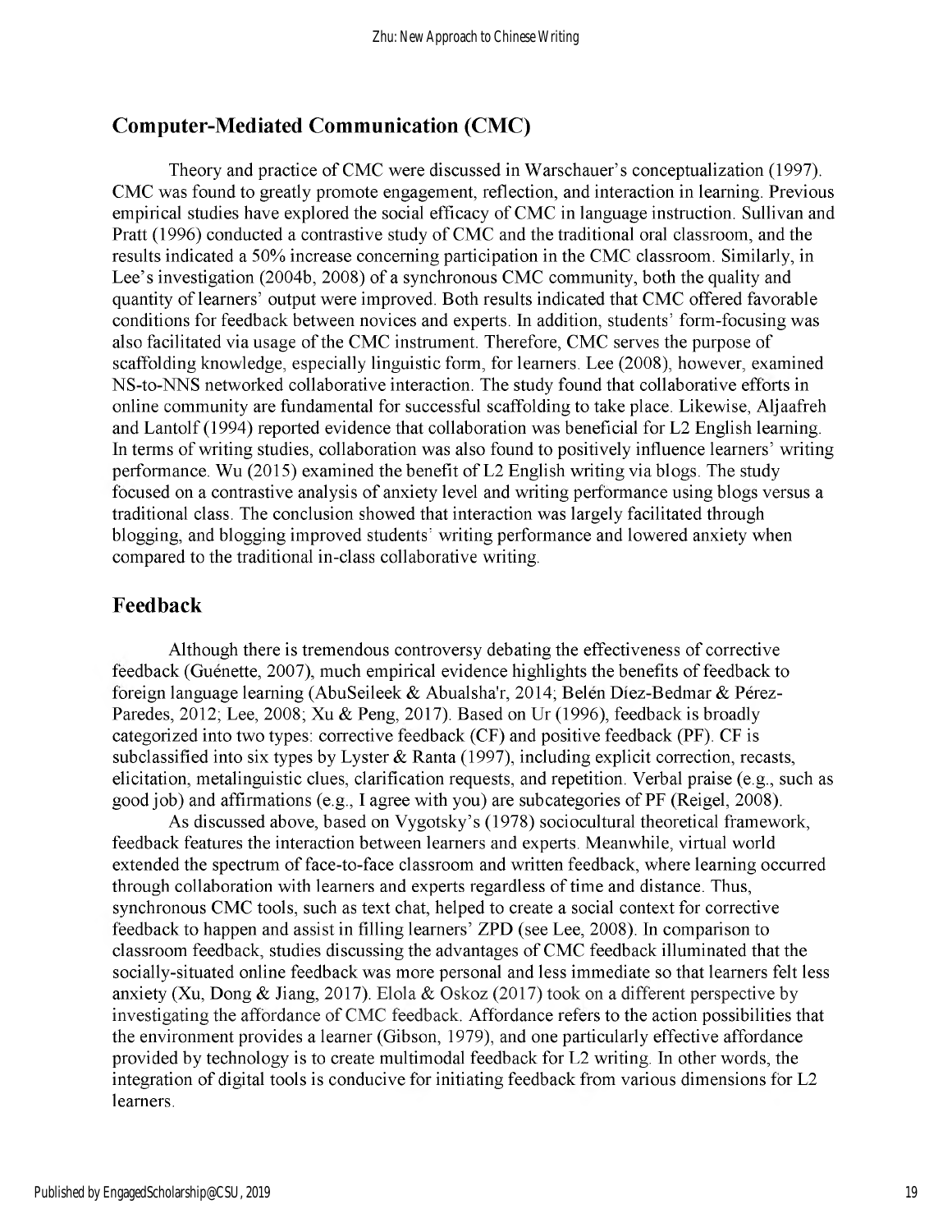## Computer-Mediated Communication (CMC)

Theory and practice of CMC were discussed in Warschauer's conceptualization (1997). CMC was found to greatly promote engagement, reflection, and interaction in learning. Previous empirical studies have explored the social efficacy of CMC in language instruction. Sullivan and Pratt (1996) conducted a contrastive study of CMC and the traditional oral classroom, and the results indicated a 50% increase concerning participation in the CMC classroom. Similarly, in Lee's investigation (2004b, 2008) of a synchronous CMC community, both the quality and quantity of learners' output were improved. Both results indicated that CMC offered favorable conditions for feedback between novices and experts. In addition, students' form-focusing was also facilitated via usage of the CMC instrument. Therefore, CMC serves the purpose of scaffolding knowledge, especially linguistic form, for learners. Lee (2008), however, examined NS-to-NNS networked collaborative interaction. The study found that collaborative efforts in online community are fundamental for successful scaffolding to take place. Likewise, Aljaafreh and Lantolf (1994) reported evidence that collaboration was beneficial for L2 English learning. In terms of writing studies, collaboration was also found to positively influence learners' writing performance. Wu (2015) examined the benefit of L2 English writing via blogs. The study focused on a contrastive analysis of anxiety level and writing performance using blogs versus a traditional class. The conclusion showed that interaction was largely facilitated through blogging, and blogging improved students' writing performance and lowered anxiety when compared to the traditional in-class collaborative writing.

## Feedback

Although there is tremendous controversy debating the effectiveness of corrective feedback (Guénette, 2007), much empirical evidence highlights the benefits of feedback to foreign language learning (AbuSeileek & Abualsha'r, 2014; Belén Díez-Bedmar & Pérez-Paredes, 2012; Lee, 2008; Xu & Peng, 2017). Based on Ur (1996), feedback is broadly categorized into two types: corrective feedback (CF) and positive feedback (PF). CF is subclassified into six types by Lyster & Ranta (1997), including explicit correction, recasts, elicitation, metalinguistic clues, clarification requests, and repetition. Verbal praise (e.g., such as good job) and affirmations (e.g., I agree with you) are subcategories of PF (Reigel, 2008).

As discussed above, based on Vygotsky's (1978) sociocultural theoretical framework, feedback features the interaction between learners and experts. Meanwhile, virtual world extended the spectrum of face-to-face classroom and written feedback, where learning occurred through collaboration with learners and experts regardless of time and distance. Thus, synchronous CMC tools, such as text chat, helped to create a social context for corrective feedback to happen and assist in filling learners' ZPD (see Lee, 2008). In comparison to classroom feedback, studies discussing the advantages of CMC feedback illuminated that the socially-situated online feedback was more personal and less immediate so that learners felt less anxiety (Xu, Dong & Jiang, 2017). Elola & Oskoz (2017) took on a different perspective by investigating the affordance of CMC feedback. Affordance refers to the action possibilities that the environment provides a learner (Gibson, 1979), and one particularly effective affordance provided by technology is to create multimodal feedback for L2 writing. In other words, the integration of digital tools is conducive for initiating feedback from various dimensions for L2 learners.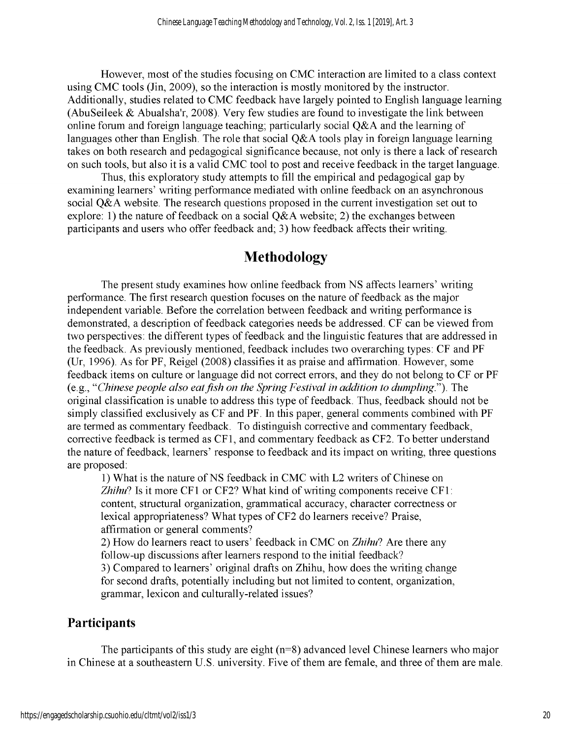However, most of the studies focusing on CMC interaction are limited to a class context using CMC tools (Jin, 2009), so the interaction is mostly monitored by the instructor. Additionally, studies related to CMC feedback have largely pointed to English language learning (AbuSeileek & Abualsha'r, 2008). Very few studies are found to investigate the link between online forum and foreign language teaching; particularly social Q&A and the learning of languages other than English. The role that social Q&A tools play in foreign language learning takes on both research and pedagogical significance because, not only is there a lack of research on such tools, but also it is a valid CMC tool to post and receive feedback in the target language.

Thus, this exploratory study attempts to fill the empirical and pedagogical gap by examining learners' writing performance mediated with online feedback on an asynchronous social Q&A website. The research questions proposed in the current investigation set out to explore: 1) the nature of feedback on a social Q&A website; 2) the exchanges between participants and users who offer feedback and; 3) how feedback affects their writing.

# Methodology

The present study examines how online feedback from NS affects learners' writing performance. The first research question focuses on the nature of feedback as the major independent variable. Before the correlation between feedback and writing performance is demonstrated, a description of feedback categories needs be addressed. CF can be viewed from two perspectives: the different types of feedback and the linguistic features that are addressed in the feedback. As previously mentioned, feedback includes two overarching types: CF and PF (Ur, 1996). As for PF, Reigel (2008) classifies it as praise and affirmation. However, some feedback items on culture or language did not correct errors, and they do not belong to CF or PF (e.g., "*Chinese people also eat fish on the Spring Festival in addition to dumpling.*"). The original classification is unable to address this type of feedback. Thus, feedback should not be simply classified exclusively as CF and PF. In this paper, general comments combined with PF are termed as commentary feedback. To distinguish corrective and commentary feedback, corrective feedback is termed as CF1, and commentary feedback as CF2. To better understand the nature of feedback, learners' response to feedback and its impact on writing, three questions are proposed:

1) What is the nature of NS feedback in CMC with L2 writers of Chinese on *Zhihu*? Is it more CF1 or CF2? What kind of writing components receive CF1: content, structural organization, grammatical accuracy, character correctness or lexical appropriateness? What types of CF2 do learners receive? Praise, affirmation or general comments?

2) How do learners react to users' feedback in CMC on *Zhihu*? Are there any follow-up discussions after learners respond to the initial feedback?

3) Compared to learners' original drafts on Zhihu, how does the writing change for second drafts, potentially including but not limited to content, organization, grammar, lexicon and culturally-related issues?

## Participants

The participants of this study are eight (n=8) advanced level Chinese learners who major in Chinese at a southeastern U.S. university. Five of them are female, and three of them are male.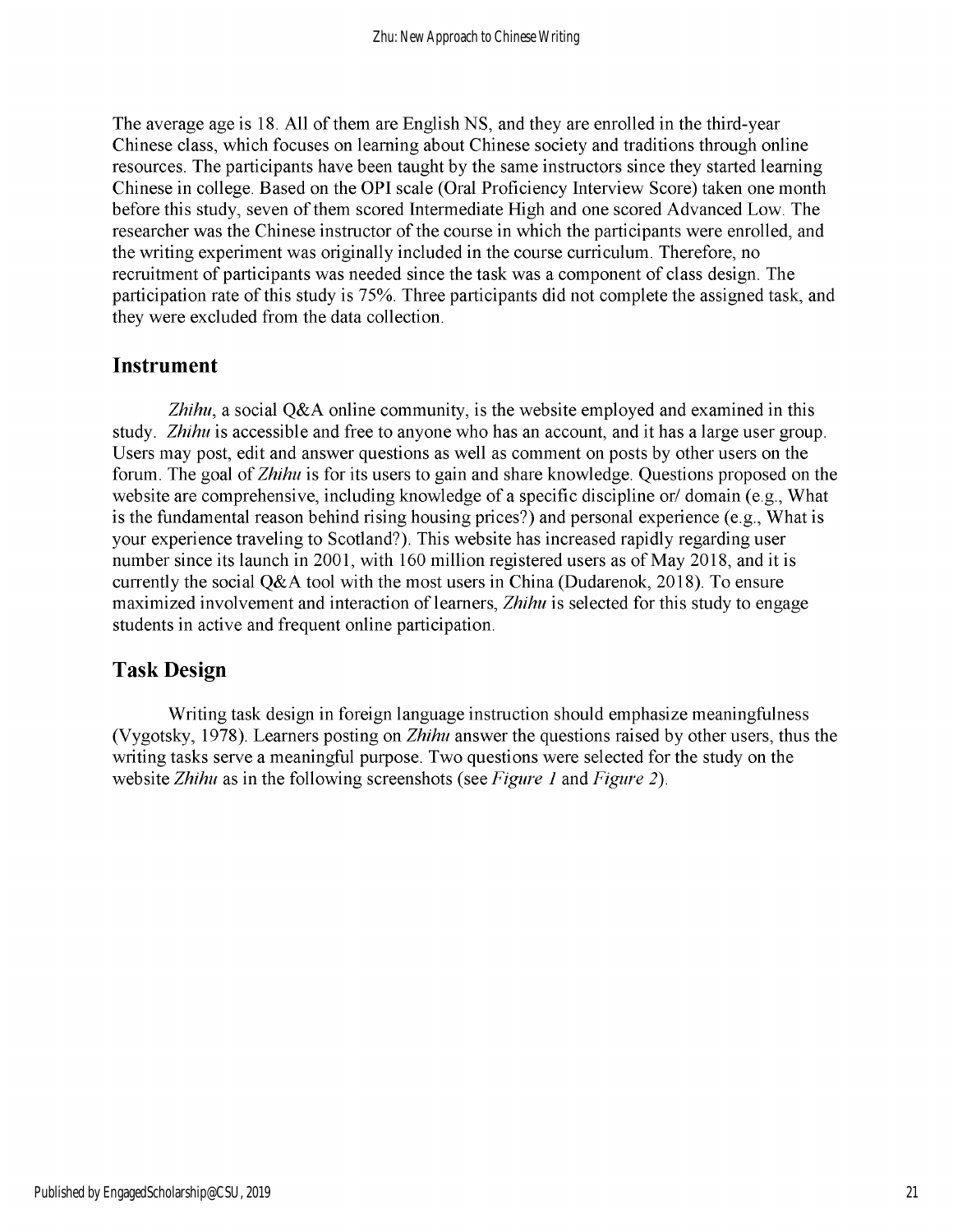The average age is 18. All of them are English NS, and they are enrolled in the third-year Chinese class, which focuses on learning about Chinese society and traditions through online resources. The participants have been taught by the same instructors since they started learning Chinese in college. Based on the OPI scale (Oral Proficiency Interview Score) taken one month before this study, seven of them scored Intermediate High and one scored Advanced Low. The researcher was the Chinese instructor of the course in which the participants were enrolled, and the writing experiment was originally included in the course curriculum. Therefore, no recruitment of participants was needed since the task was a component of class design. The participation rate of this study is 75%. Three participants did not complete the assigned task, and they were excluded from the data collection.

## Instrument

*Zhihu*, a social Q&A online community, is the website employed and examined in this study. *Zhihu* is accessible and free to anyone who has an account, and it has a large user group. Users may post, edit and answer questions as well as comment on posts by other users on the forum. The goal of *Zhihu* is for its users to gain and share knowledge. Questions proposed on the website are comprehensive, including knowledge of a specific discipline or/ domain (e.g., What is the fundamental reason behind rising housing prices?) and personal experience (e.g., What is your experience traveling to Scotland?). This website has increased rapidly regarding user number since its launch in 2001, with 160 million registered users as of May 2018, and it is currently the social Q&A tool with the most users in China (Dudarenok, 2018). To ensure maximized involvement and interaction of learners, *Zhihu* is selected for this study to engage students in active and frequent online participation.

## Task Design

Writing task design in foreign language instruction should emphasize meaningfulness (Vygotsky, 1978). Learners posting on *Zhihu* answer the questions raised by other users, thus the writing tasks serve a meaningful purpose. Two questions were selected for the study on the website *Zhihu* as in the following screenshots (see *Figure 1* and *Figure 2*).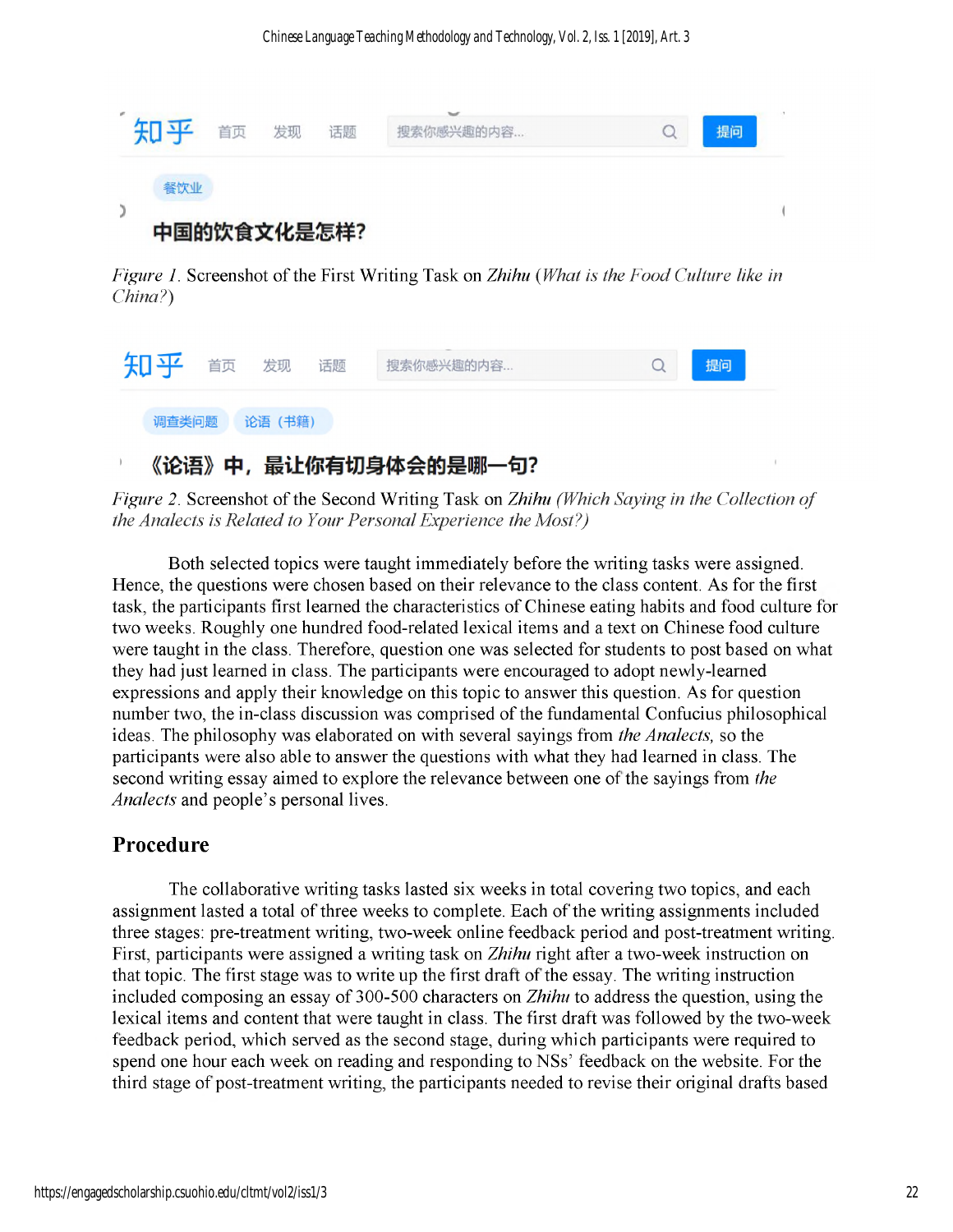知乎 首页 发现 话题 搜索你感兴趣的内容... 提问

餐饮业

**中国的饮食文化是怎样?**

*Figure 1*. Screenshot of the First Writing Task on *Zhihu* (*What is the Food Culture like in China?*)

知乎 首页 发现 话题 搜索你感兴趣的内容... 提问

调查类问题 论语（书籍）

**《论语》中，最让你有切身体会的是哪一句?**

*Figure 2*. Screenshot of the Second Writing Task on *Zhihu (Which Saying in the Collection of the Analects is Related to Your Personal Experience the Most?)*

Both selected topics were taught immediately before the writing tasks were assigned. Hence, the questions were chosen based on their relevance to the class content. As for the first task, the participants first learned the characteristics of Chinese eating habits and food culture for two weeks. Roughly one hundred food-related lexical items and a text on Chinese food culture were taught in the class. Therefore, question one was selected for students to post based on what they had just learned in class. The participants were encouraged to adopt newly-learned expressions and apply their knowledge on this topic to answer this question. As for question number two, the in-class discussion was comprised of the fundamental Confucius philosophical ideas. The philosophy was elaborated on with several sayings from *the Analects,* so the participants were also able to answer the questions with what they had learned in class. The second writing essay aimed to explore the relevance between one of the sayings from *the Analects* and people's personal lives.

## Procedure

The collaborative writing tasks lasted six weeks in total covering two topics, and each assignment lasted a total of three weeks to complete. Each of the writing assignments included three stages: pre-treatment writing, two-week online feedback period and post-treatment writing. First, participants were assigned a writing task on *Zhihu* right after a two-week instruction on that topic. The first stage was to write up the first draft of the essay. The writing instruction included composing an essay of 300-500 characters on *Zhihu* to address the question, using the lexical items and content that were taught in class. The first draft was followed by the two-week feedback period, which served as the second stage, during which participants were required to spend one hour each week on reading and responding to NSs' feedback on the website. For the third stage of post-treatment writing, the participants needed to revise their original drafts based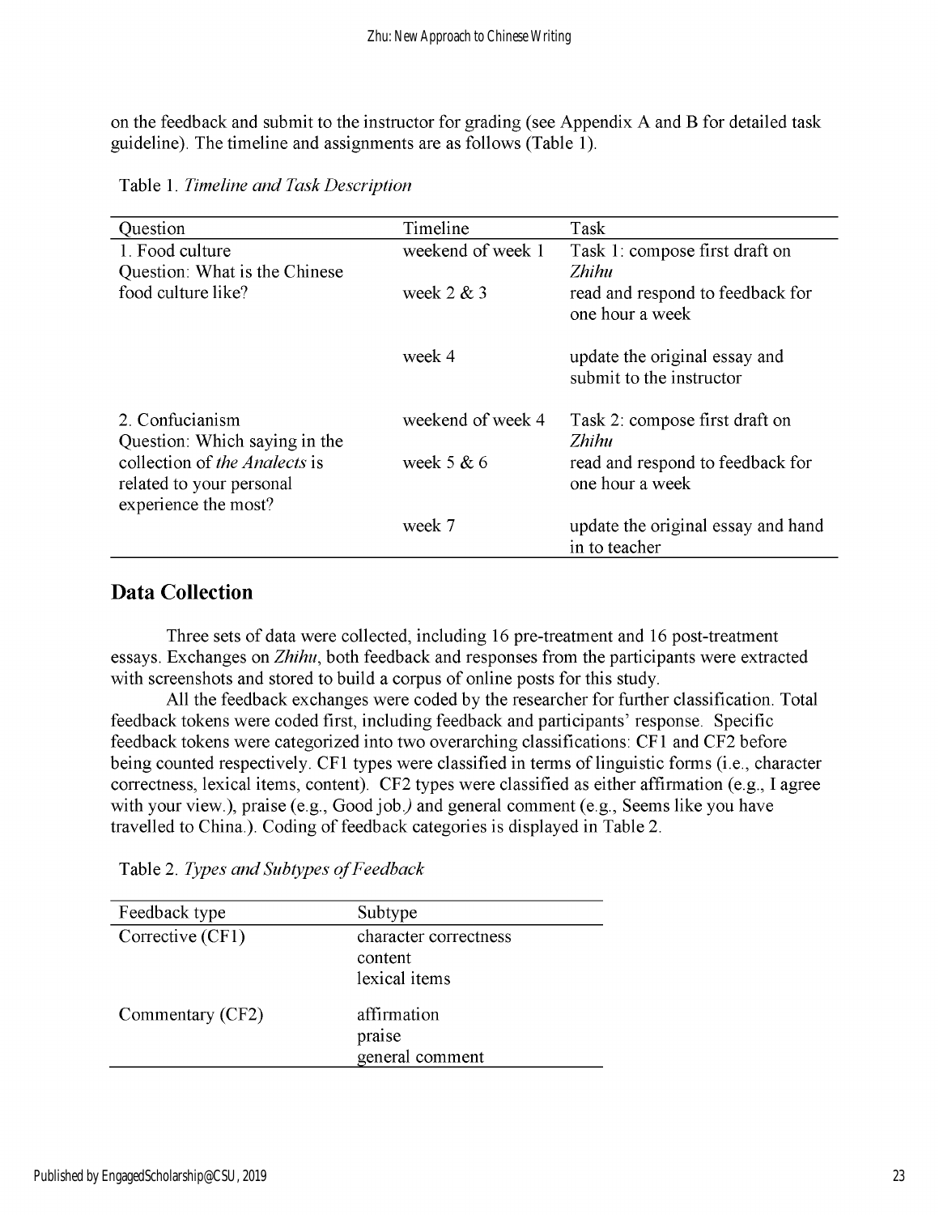on the feedback and submit to the instructor for grading (see Appendix A and B for detailed task guideline). The timeline and assignments are as follows (Table 1).

Table 1. *Timeline and Task Description*

| Question | Timeline | Task |
|---|---|---|
| 1. Food culture<br>Question: What is the Chinese food culture like? | weekend of week 1 | Task 1: compose first draft on *Zhihu* |
| | week 2 & 3 | read and respond to feedback for one hour a week |
| | week 4 | update the original essay and submit to the instructor |
| 2. Confucianism<br>Question: Which saying in the collection of *the Analects* is related to your personal experience the most? | weekend of week 4 | Task 2: compose first draft on *Zhihu* |
| | week 5 & 6 | read and respond to feedback for one hour a week |
| | week 7 | update the original essay and hand in to teacher |

## Data Collection

Three sets of data were collected, including 16 pre-treatment and 16 post-treatment essays. Exchanges on *Zhihu*, both feedback and responses from the participants were extracted with screenshots and stored to build a corpus of online posts for this study.

All the feedback exchanges were coded by the researcher for further classification. Total feedback tokens were coded first, including feedback and participants' response. Specific feedback tokens were categorized into two overarching classifications: CF1 and CF2 before being counted respectively. CF1 types were classified in terms of linguistic forms (i.e., character correctness, lexical items, content). CF2 types were classified as either affirmation (e.g., I agree with your view.), praise (e.g., Good job.) and general comment (e.g., Seems like you have travelled to China.). Coding of feedback categories is displayed in Table 2.

Table 2. *Types and Subtypes of Feedback*

| Feedback type | Subtype |
|---|---|
| Corrective (CF1) | character correctness<br>content<br>lexical items |
| Commentary (CF2) | affirmation<br>praise<br>general comment |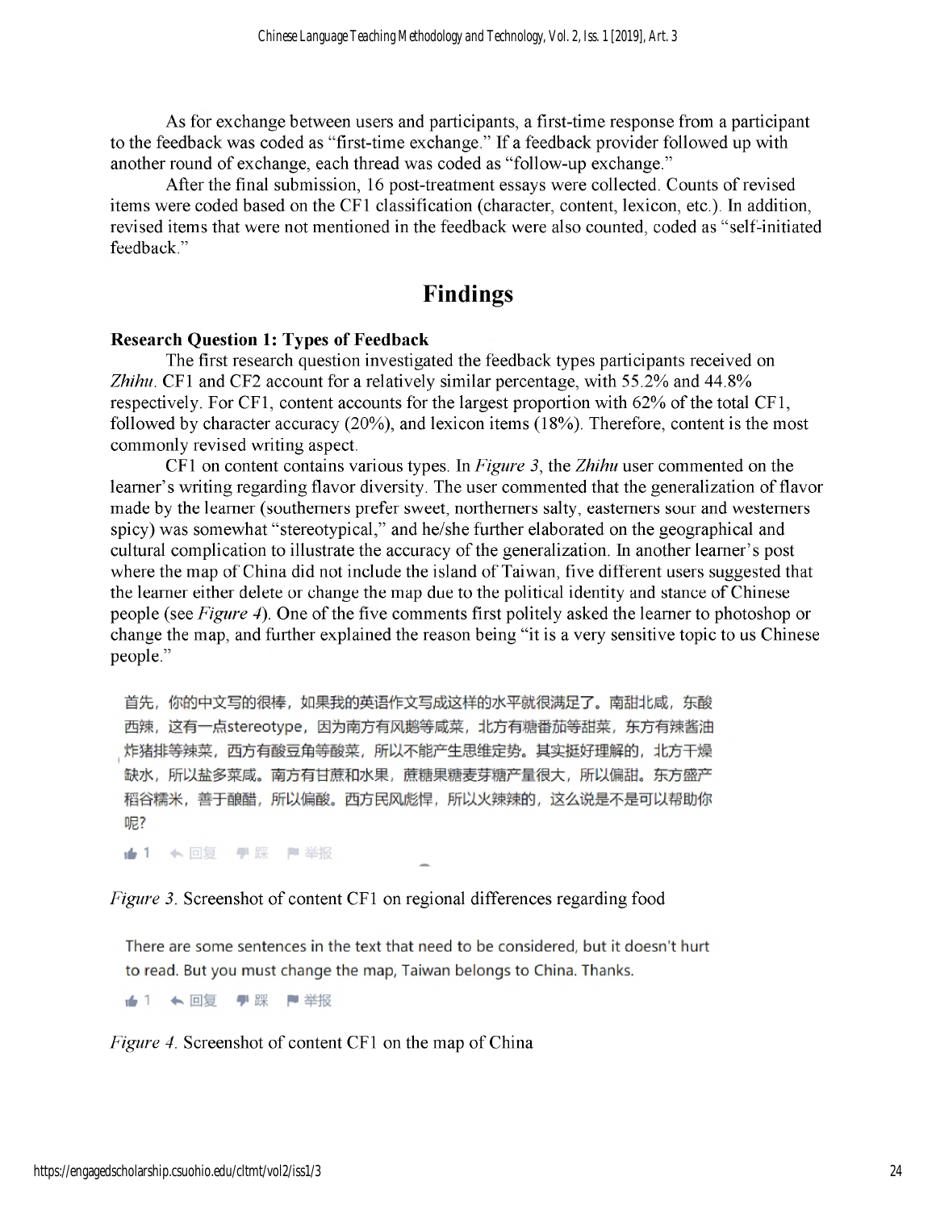As for exchange between users and participants, a first-time response from a participant to the feedback was coded as "first-time exchange." If a feedback provider followed up with another round of exchange, each thread was coded as "follow-up exchange."

After the final submission, 16 post-treatment essays were collected. Counts of revised items were coded based on the CF1 classification (character, content, lexicon, etc.). In addition, revised items that were not mentioned in the feedback were also counted, coded as "self-initiated feedback."

# Findings

### Research Question 1: Types of Feedback

The first research question investigated the feedback types participants received on *Zhihu*. CF1 and CF2 account for a relatively similar percentage, with 55.2% and 44.8% respectively. For CF1, content accounts for the largest proportion with 62% of the total CF1, followed by character accuracy (20%), and lexicon items (18%). Therefore, content is the most commonly revised writing aspect.

CF1 on content contains various types. In *Figure 3*, the *Zhihu* user commented on the learner's writing regarding flavor diversity. The user commented that the generalization of flavor made by the learner (southerners prefer sweet, northerners salty, easterners sour and westerners spicy) was somewhat "stereotypical," and he/she further elaborated on the geographical and cultural complication to illustrate the accuracy of the generalization. In another learner's post where the map of China did not include the island of Taiwan, five different users suggested that the learner either delete or change the map due to the political identity and stance of Chinese people (see *Figure 4*). One of the five comments first politely asked the learner to photoshop or change the map, and further explained the reason being "it is a very sensitive topic to us Chinese people."

首先，你的中文写的很棒，如果我的英语作文写成这样的水平就很满足了。南甜北咸，东酸西辣，这有一点stereotype，因为南方有风鹅等咸菜，北方有糖番茄等甜菜，东方有辣酱油炸猪排等辣菜，西方有酸豆角等酸菜，所以不能产生思维定势。其实挺好理解的，北方干燥缺水，所以盐多菜咸。南方有甘蔗和水果，蔗糖果糖麦芽糖产量很大，所以偏甜。东方盛产稻谷糯米，善于酿醋，所以偏酸。西方民风彪悍，所以火辣辣的，这么说是不是可以帮助你呢?

1 回复 踩 举报

*Figure 3*. Screenshot of content CF1 on regional differences regarding food

There are some sentences in the text that need to be considered, but it doesn't hurt to read. But you must change the map, Taiwan belongs to China. Thanks.

1 回复 踩 举报

*Figure 4*. Screenshot of content CF1 on the map of China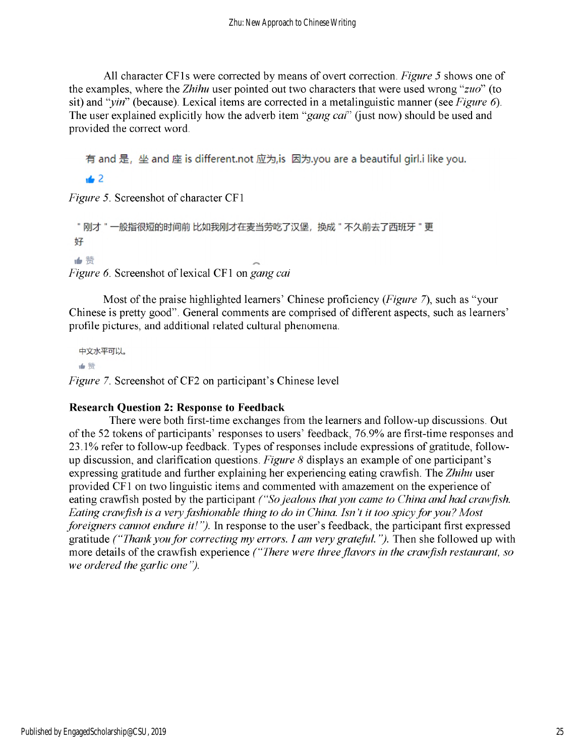All character CF1s were corrected by means of overt correction. *Figure 5* shows one of the examples, where the *Zhihu* user pointed out two characters that were used wrong "*zuo*" (to sit) and "*yin*" (because). Lexical items are corrected in a metalinguistic manner (see *Figure 6*). The user explained explicitly how the adverb item "*gang cai*" (just now) should be used and provided the correct word.

有 and 是，坐 and 座 is different.not 应为,is 因为.you are a beautiful girl.i like you.

2

*Figure 5*. Screenshot of character CF1

"刚才"一般指很短的时间前 比如我刚才在麦当劳吃了汉堡，换成"不久前去了西班牙"更好

赞

*Figure 6*. Screenshot of lexical CF1 on *gang cai*

Most of the praise highlighted learners' Chinese proficiency (*Figure 7*), such as "your Chinese is pretty good". General comments are comprised of different aspects, such as learners' profile pictures, and additional related cultural phenomena.

中文水平可以。

赞

*Figure 7*. Screenshot of CF2 on participant's Chinese level

**Research Question 2: Response to Feedback**

There were both first-time exchanges from the learners and follow-up discussions. Out of the 52 tokens of participants' responses to users' feedback, 76.9% are first-time responses and 23.1% refer to follow-up feedback. Types of responses include expressions of gratitude, follow-up discussion, and clarification questions. *Figure 8* displays an example of one participant's expressing gratitude and further explaining her experiencing eating crawfish. The *Zhihu* user provided CF1 on two linguistic items and commented with amazement on the experience of eating crawfish posted by the participant *("So jealous that you came to China and had crawfish. Eating crawfish is a very fashionable thing to do in China. Isn't it too spicy for you? Most foreigners cannot endure it!")*. In response to the user's feedback, the participant first expressed gratitude *("Thank you for correcting my errors. I am very grateful.")*. Then she followed up with more details of the crawfish experience *("There were three flavors in the crawfish restaurant, so we ordered the garlic one")*.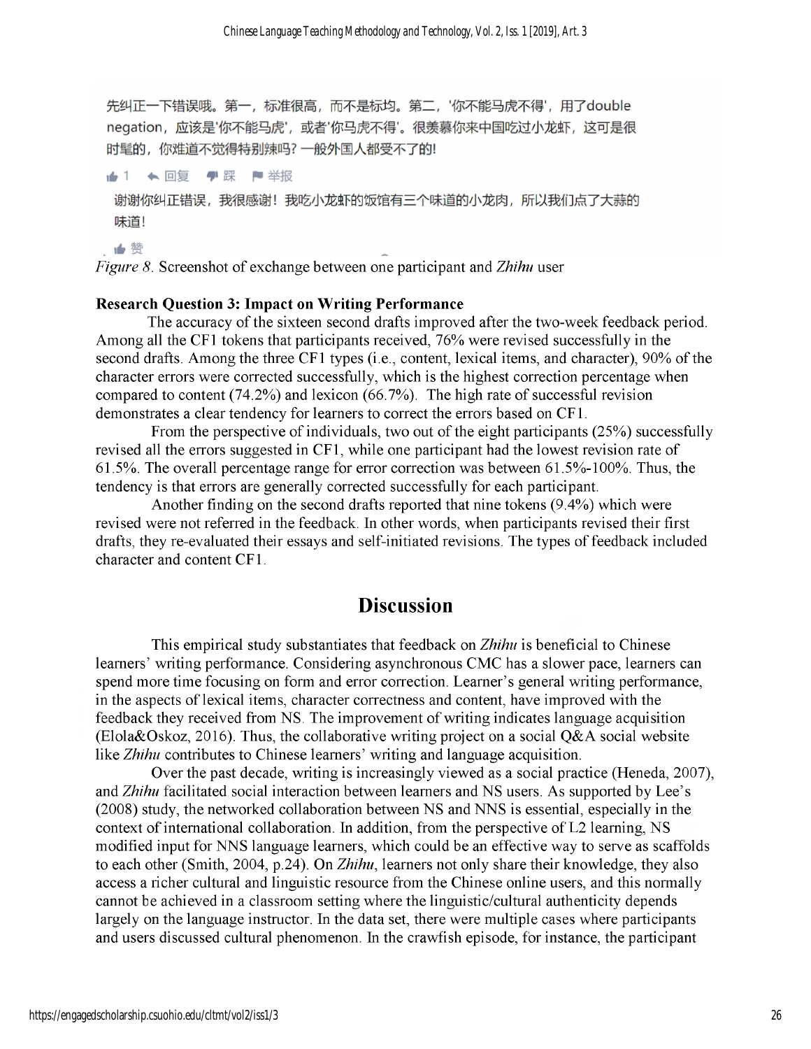先纠正一下错误哦。第一，标准很高，而不是标均。第二，'你不能马虎不得'，用了double negation，应该是'你不能马虎'，或者'你马虎不得'。很羡慕你来中国吃过小龙虾，这可是很时髦的，你难道不觉得特别辣吗？一般外国人都受不了的！

👍 1 ← 回复 👎 踩 ⚑ 举报

谢谢你纠正错误，我很感谢！我吃小龙虾的饭馆有三个味道的小龙肉，所以我们点了大蒜的味道！

👍 赞

*Figure 8*. Screenshot of exchange between one participant and *Zhihu* user

**Research Question 3: Impact on Writing Performance**

The accuracy of the sixteen second drafts improved after the two-week feedback period. Among all the CF1 tokens that participants received, 76% were revised successfully in the second drafts. Among the three CF1 types (i.e., content, lexical items, and character), 90% of the character errors were corrected successfully, which is the highest correction percentage when compared to content (74.2%) and lexicon (66.7%). The high rate of successful revision demonstrates a clear tendency for learners to correct the errors based on CF1.

From the perspective of individuals, two out of the eight participants (25%) successfully revised all the errors suggested in CF1, while one participant had the lowest revision rate of 61.5%. The overall percentage range for error correction was between 61.5%-100%. Thus, the tendency is that errors are generally corrected successfully for each participant.

Another finding on the second drafts reported that nine tokens (9.4%) which were revised were not referred in the feedback. In other words, when participants revised their first drafts, they re-evaluated their essays and self-initiated revisions. The types of feedback included character and content CF1.

## Discussion

This empirical study substantiates that feedback on *Zhihu* is beneficial to Chinese learners' writing performance. Considering asynchronous CMC has a slower pace, learners can spend more time focusing on form and error correction. Learner's general writing performance, in the aspects of lexical items, character correctness and content, have improved with the feedback they received from NS. The improvement of writing indicates language acquisition (Elola&Oskoz, 2016). Thus, the collaborative writing project on a social Q&A social website like *Zhihu* contributes to Chinese learners' writing and language acquisition.

Over the past decade, writing is increasingly viewed as a social practice (Heneda, 2007), and *Zhihu* facilitated social interaction between learners and NS users. As supported by Lee's (2008) study, the networked collaboration between NS and NNS is essential, especially in the context of international collaboration. In addition, from the perspective of L2 learning, NS modified input for NNS language learners, which could be an effective way to serve as scaffolds to each other (Smith, 2004, p.24). On *Zhihu*, learners not only share their knowledge, they also access a richer cultural and linguistic resource from the Chinese online users, and this normally cannot be achieved in a classroom setting where the linguistic/cultural authenticity depends largely on the language instructor. In the data set, there were multiple cases where participants and users discussed cultural phenomenon. In the crawfish episode, for instance, the participant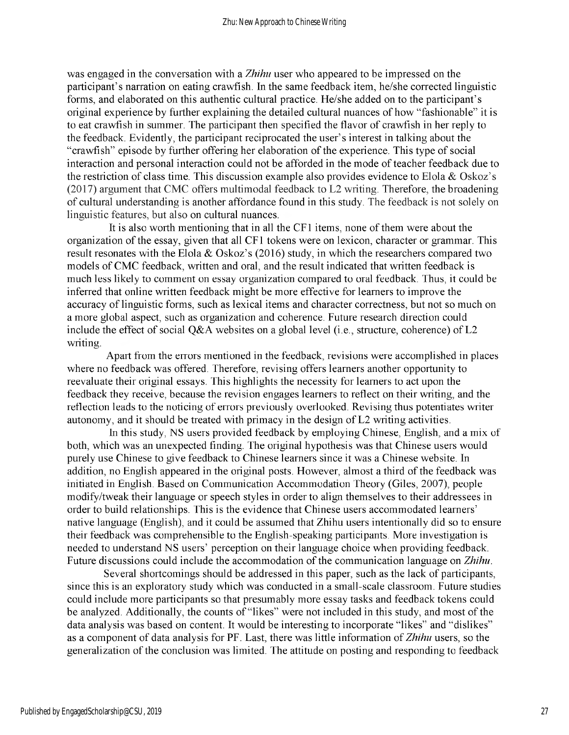was engaged in the conversation with a *Zhihu* user who appeared to be impressed on the participant's narration on eating crawfish. In the same feedback item, he/she corrected linguistic forms, and elaborated on this authentic cultural practice. He/she added on to the participant's original experience by further explaining the detailed cultural nuances of how "fashionable" it is to eat crawfish in summer. The participant then specified the flavor of crawfish in her reply to the feedback. Evidently, the participant reciprocated the user's interest in talking about the "crawfish" episode by further offering her elaboration of the experience. This type of social interaction and personal interaction could not be afforded in the mode of teacher feedback due to the restriction of class time. This discussion example also provides evidence to Elola & Oskoz's (2017) argument that CMC offers multimodal feedback to L2 writing. Therefore, the broadening of cultural understanding is another affordance found in this study. The feedback is not solely on linguistic features, but also on cultural nuances.

It is also worth mentioning that in all the CF1 items, none of them were about the organization of the essay, given that all CF1 tokens were on lexicon, character or grammar. This result resonates with the Elola & Oskoz's (2016) study, in which the researchers compared two models of CMC feedback, written and oral, and the result indicated that written feedback is much less likely to comment on essay organization compared to oral feedback. Thus, it could be inferred that online written feedback might be more effective for learners to improve the accuracy of linguistic forms, such as lexical items and character correctness, but not so much on a more global aspect, such as organization and coherence. Future research direction could include the effect of social Q&A websites on a global level (i.e., structure, coherence) of L2 writing.

Apart from the errors mentioned in the feedback, revisions were accomplished in places where no feedback was offered. Therefore, revising offers learners another opportunity to reevaluate their original essays. This highlights the necessity for learners to act upon the feedback they receive, because the revision engages learners to reflect on their writing, and the reflection leads to the noticing of errors previously overlooked. Revising thus potentiates writer autonomy, and it should be treated with primacy in the design of L2 writing activities.

In this study, NS users provided feedback by employing Chinese, English, and a mix of both, which was an unexpected finding. The original hypothesis was that Chinese users would purely use Chinese to give feedback to Chinese learners since it was a Chinese website. In addition, no English appeared in the original posts. However, almost a third of the feedback was initiated in English. Based on Communication Accommodation Theory (Giles, 2007), people modify/tweak their language or speech styles in order to align themselves to their addressees in order to build relationships. This is the evidence that Chinese users accommodated learners' native language (English), and it could be assumed that Zhihu users intentionally did so to ensure their feedback was comprehensible to the English-speaking participants. More investigation is needed to understand NS users' perception on their language choice when providing feedback. Future discussions could include the accommodation of the communication language on *Zhihu*.

Several shortcomings should be addressed in this paper, such as the lack of participants, since this is an exploratory study which was conducted in a small-scale classroom. Future studies could include more participants so that presumably more essay tasks and feedback tokens could be analyzed. Additionally, the counts of "likes" were not included in this study, and most of the data analysis was based on content. It would be interesting to incorporate "likes" and "dislikes" as a component of data analysis for PF. Last, there was little information of *Zhihu* users, so the generalization of the conclusion was limited. The attitude on posting and responding to feedback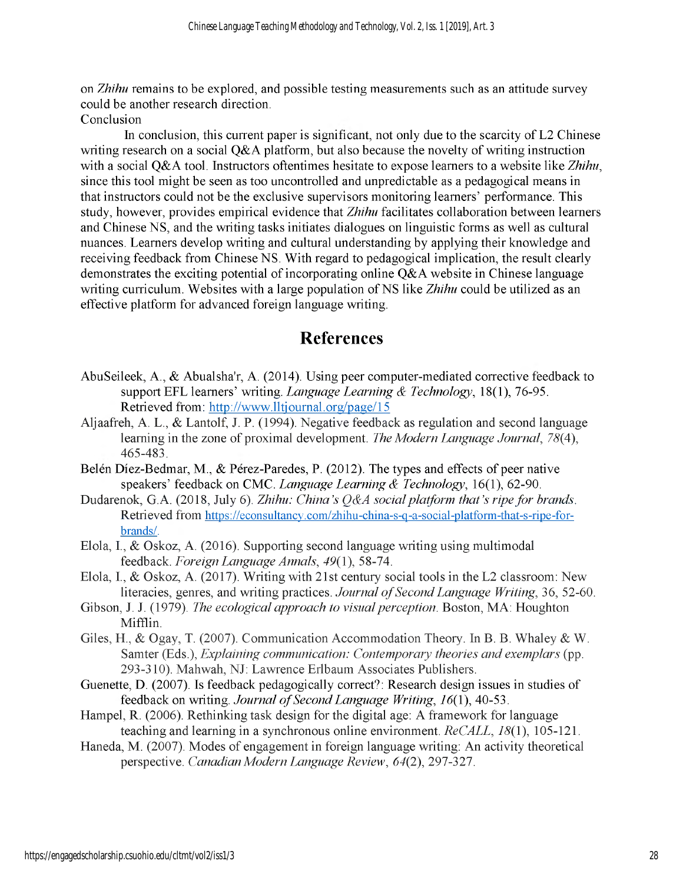on *Zhihu* remains to be explored, and possible testing measurements such as an attitude survey could be another research direction.

Conclusion

In conclusion, this current paper is significant, not only due to the scarcity of L2 Chinese writing research on a social Q&A platform, but also because the novelty of writing instruction with a social Q&A tool. Instructors oftentimes hesitate to expose learners to a website like *Zhihu*, since this tool might be seen as too uncontrolled and unpredictable as a pedagogical means in that instructors could not be the exclusive supervisors monitoring learners' performance. This study, however, provides empirical evidence that *Zhihu* facilitates collaboration between learners and Chinese NS, and the writing tasks initiates dialogues on linguistic forms as well as cultural nuances. Learners develop writing and cultural understanding by applying their knowledge and receiving feedback from Chinese NS. With regard to pedagogical implication, the result clearly demonstrates the exciting potential of incorporating online Q&A website in Chinese language writing curriculum. Websites with a large population of NS like *Zhihu* could be utilized as an effective platform for advanced foreign language writing.

## References

AbuSeileek, A., & Abualsha'r, A. (2014). Using peer computer-mediated corrective feedback to support EFL learners' writing. *Language Learning & Technology*, 18(1), 76-95. Retrieved from: http://www.lltjournal.org/page/15

Aljaafreh, A. L., & Lantolf, J. P. (1994). Negative feedback as regulation and second language learning in the zone of proximal development. *The Modern Language Journal*, *78*(4), 465-483.

Belén Díez-Bedmar, M., & Pérez-Paredes, P. (2012). The types and effects of peer native speakers' feedback on CMC. *Language Learning & Technology*, 16(1), 62-90.

Dudarenok, G.A. (2018, July 6). *Zhihu: China's Q&A social platform that's ripe for brands.* Retrieved from https://econsultancy.com/zhihu-china-s-q-a-social-platform-that-s-ripe-for-brands/.

Elola, I., & Oskoz, A. (2016). Supporting second language writing using multimodal feedback. *Foreign Language Annals*, *49*(1), 58-74.

Elola, I., & Oskoz, A. (2017). Writing with 21st century social tools in the L2 classroom: New literacies, genres, and writing practices. *Journal of Second Language Writing*, 36, 52-60.

Gibson, J. J. (1979). *The ecological approach to visual perception.* Boston, MA: Houghton Mifflin.

Giles, H., & Ogay, T. (2007). Communication Accommodation Theory. In B. B. Whaley & W. Samter (Eds.), *Explaining communication: Contemporary theories and exemplars* (pp. 293-310). Mahwah, NJ: Lawrence Erlbaum Associates Publishers.

Guenette, D. (2007). Is feedback pedagogically correct?: Research design issues in studies of feedback on writing. *Journal of Second Language Writing*, *16*(1), 40-53.

Hampel, R. (2006). Rethinking task design for the digital age: A framework for language teaching and learning in a synchronous online environment. *ReCALL*, *18*(1), 105-121.

Haneda, M. (2007). Modes of engagement in foreign language writing: An activity theoretical perspective. *Canadian Modern Language Review*, *64*(2), 297-327.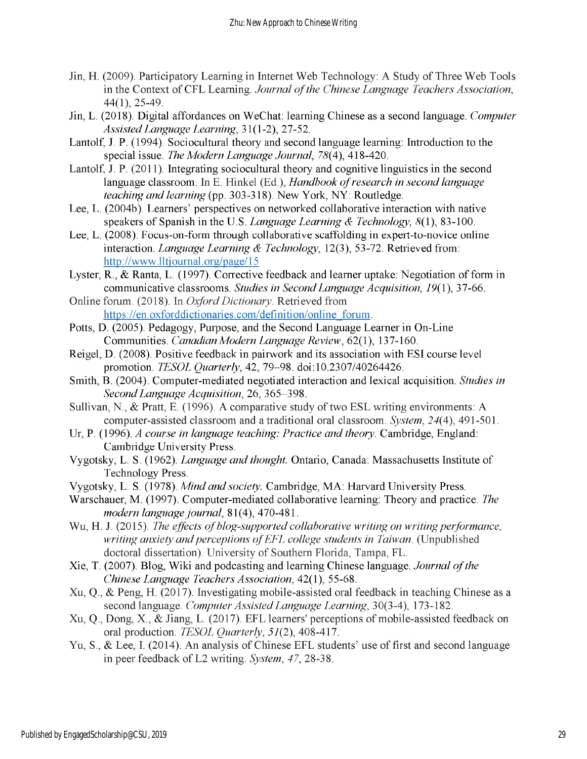Jin, H. (2009). Participatory Learning in Internet Web Technology: A Study of Three Web Tools in the Context of CFL Learning. *Journal of the Chinese Language Teachers Association*, 44(1), 25-49.

Jin, L. (2018). Digital affordances on WeChat: learning Chinese as a second language. *Computer Assisted Language Learning*, 31(1-2), 27-52.

Lantolf, J. P. (1994). Sociocultural theory and second language learning: Introduction to the special issue. *The Modern Language Journal*, *78*(4), 418-420.

Lantolf, J. P. (2011). Integrating sociocultural theory and cognitive linguistics in the second language classroom. In E. Hinkel (Ed.), *Handbook of research in second language teaching and learning* (pp. 303-318). New York, NY: Routledge.

Lee, L. (2004b). Learners' perspectives on networked collaborative interaction with native speakers of Spanish in the U.S. *Language Learning & Technology*, *8*(1), 83-100.

Lee, L. (2008). Focus-on-form through collaborative scaffolding in expert-to-novice online interaction. *Language Learning & Technology*, 12(3), 53-72. Retrieved from: http://www.lltjournal.org/page/15

Lyster, R., & Ranta, L. (1997). Corrective feedback and learner uptake: Negotiation of form in communicative classrooms. *Studies in Second Language Acquisition*, *19*(1), 37-66.

Online forum. (2018). In *Oxford Dictionary*. Retrieved from https://en.oxforddictionaries.com/definition/online_forum.

Potts, D. (2005). Pedagogy, Purpose, and the Second Language Learner in On-Line Communities. *Canadian Modern Language Review*, 62(1), 137-160.

Reigel, D. (2008). Positive feedback in pairwork and its association with ESl course level promotion. *TESOL Quarterly*, 42, 79–98. doi:10.2307/40264426.

Smith, B. (2004). Computer-mediated negotiated interaction and lexical acquisition. *Studies in Second Language Acquisition*, 26, 365–398.

Sullivan, N., & Pratt, E. (1996). A comparative study of two ESL writing environments: A computer-assisted classroom and a traditional oral classroom. *System*, *24*(4), 491-501.

Ur, P. (1996). *A course in language teaching: Practice and theory*. Cambridge, England: Cambridge University Press.

Vygotsky, L. S. (1962). *Language and thought.* Ontario, Canada: Massachusetts Institute of Technology Press.

Vygotsky, L. S. (1978). *Mind and society.* Cambridge, MA: Harvard University Press.

Warschauer, M. (1997). Computer-mediated collaborative learning: Theory and practice. *The modern language journal*, 81(4), 470-481.

Wu, H. J. (2015). *The effects of blog-supported collaborative writing on writing performance, writing anxiety and perceptions of EFL college students in Taiwan.* (Unpublished doctoral dissertation). University of Southern Florida, Tampa, FL.

Xie, T. (2007). Blog, Wiki and podcasting and learning Chinese language. *Journal of the Chinese Language Teachers Association*, 42(1), 55-68.

Xu, Q., & Peng, H. (2017). Investigating mobile-assisted oral feedback in teaching Chinese as a second language. *Computer Assisted Language Learning*, 30(3-4), 173-182.

Xu, Q., Dong, X., & Jiang, L. (2017). EFL learners' perceptions of mobile-assisted feedback on oral production. *TESOL Quarterly*, *51*(2), 408-417.

Yu, S., & Lee, I. (2014). An analysis of Chinese EFL students' use of first and second language in peer feedback of L2 writing. *System*, *47*, 28-38.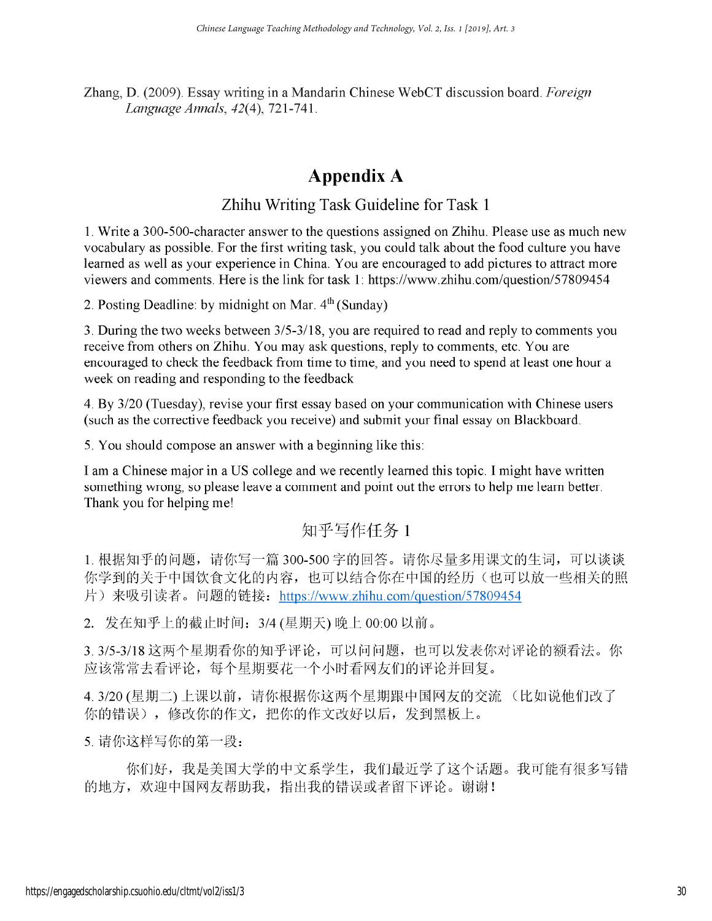Zhang, D. (2009). Essay writing in a Mandarin Chinese WebCT discussion board. *Foreign Language Annals*, *42*(4), 721-741.

# Appendix A

## Zhihu Writing Task Guideline for Task 1

1. Write a 300-500-character answer to the questions assigned on Zhihu. Please use as much new vocabulary as possible. For the first writing task, you could talk about the food culture you have learned as well as your experience in China. You are encouraged to add pictures to attract more viewers and comments. Here is the link for task 1: https://www.zhihu.com/question/57809454

2. Posting Deadline: by midnight on Mar. 4th (Sunday)

3. During the two weeks between 3/5-3/18, you are required to read and reply to comments you receive from others on Zhihu. You may ask questions, reply to comments, etc. You are encouraged to check the feedback from time to time, and you need to spend at least one hour a week on reading and responding to the feedback

4. By 3/20 (Tuesday), revise your first essay based on your communication with Chinese users (such as the corrective feedback you receive) and submit your final essay on Blackboard.

5. You should compose an answer with a beginning like this:

I am a Chinese major in a US college and we recently learned this topic. I might have written something wrong, so please leave a comment and point out the errors to help me learn better. Thank you for helping me!

## 知乎写作任务 1

1. 根据知乎的问题，请你写一篇 300-500 字的回答。请你尽量多用课文的生词，可以谈谈你学到的关于中国饮食文化的内容，也可以结合你在中国的经历（也可以放一些相关的照片）来吸引读者。问题的链接：https://www.zhihu.com/question/57809454

2. 发在知乎上的截止时间：3/4 (星期天) 晚上 00:00 以前。

3. 3/5-3/18 这两个星期看你的知乎评论，可以问问题，也可以发表你对评论的额看法。你应该常常去看评论，每个星期要花一个小时看网友们的评论并回复。

4. 3/20 (星期二) 上课以前，请你根据你这两个星期跟中国网友的交流 （比如说他们改了你的错误），修改你的作文，把你的作文改好以后，发到黑板上。

5. 请你这样写你的第一段：

你们好，我是美国大学的中文系学生，我们最近学了这个话题。我可能有很多写错的地方，欢迎中国网友帮助我，指出我的错误或者留下评论。谢谢！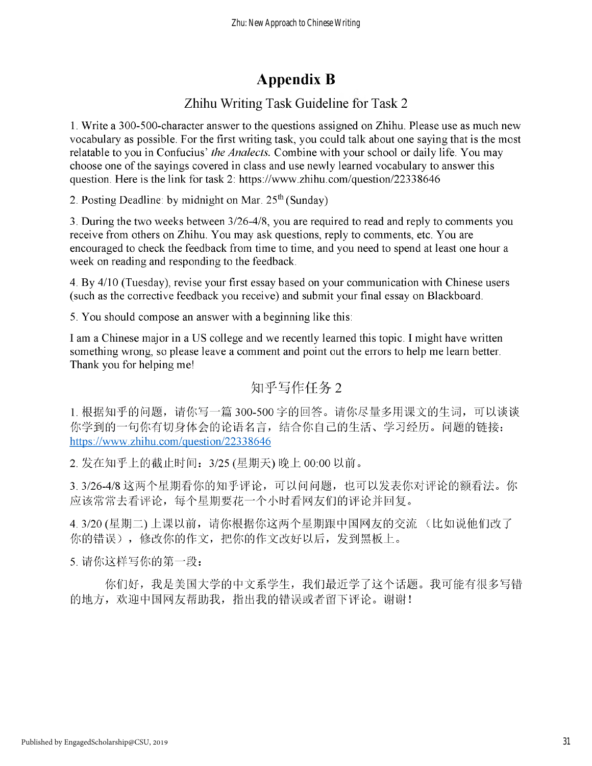# Appendix B

## Zhihu Writing Task Guideline for Task 2

1. Write a 300-500-character answer to the questions assigned on Zhihu. Please use as much new vocabulary as possible. For the first writing task, you could talk about one saying that is the most relatable to you in Confucius' *the Analects*. Combine with your school or daily life. You may choose one of the sayings covered in class and use newly learned vocabulary to answer this question. Here is the link for task 2: https://www.zhihu.com/question/22338646

2. Posting Deadline: by midnight on Mar. 25th (Sunday)

3. During the two weeks between 3/26-4/8, you are required to read and reply to comments you receive from others on Zhihu. You may ask questions, reply to comments, etc. You are encouraged to check the feedback from time to time, and you need to spend at least one hour a week on reading and responding to the feedback.

4. By 4/10 (Tuesday), revise your first essay based on your communication with Chinese users (such as the corrective feedback you receive) and submit your final essay on Blackboard.

5. You should compose an answer with a beginning like this:

I am a Chinese major in a US college and we recently learned this topic. I might have written something wrong, so please leave a comment and point out the errors to help me learn better. Thank you for helping me!

## 知乎写作任务 2

1. 根据知乎的问题，请你写一篇 300-500 字的回答。请你尽量多用课文的生词，可以谈谈你学到的一句你有切身体会的论语名言，结合你自己的生活、学习经历。问题的链接：https://www.zhihu.com/question/22338646

2. 发在知乎上的截止时间：3/25 (星期天) 晚上 00:00 以前。

3. 3/26-4/8 这两个星期看你的知乎评论，可以问问题，也可以发表你对评论的额看法。你应该常常去看评论，每个星期要花一个小时看网友们的评论并回复。

4. 3/20 (星期二) 上课以前，请你根据你这两个星期跟中国网友的交流 （比如说他们改了你的错误），修改你的作文，把你的作文改好以后，发到黑板上。

5. 请你这样写你的第一段：

你们好，我是美国大学的中文系学生，我们最近学了这个话题。我可能有很多写错的地方，欢迎中国网友帮助我，指出我的错误或者留下评论。谢谢！